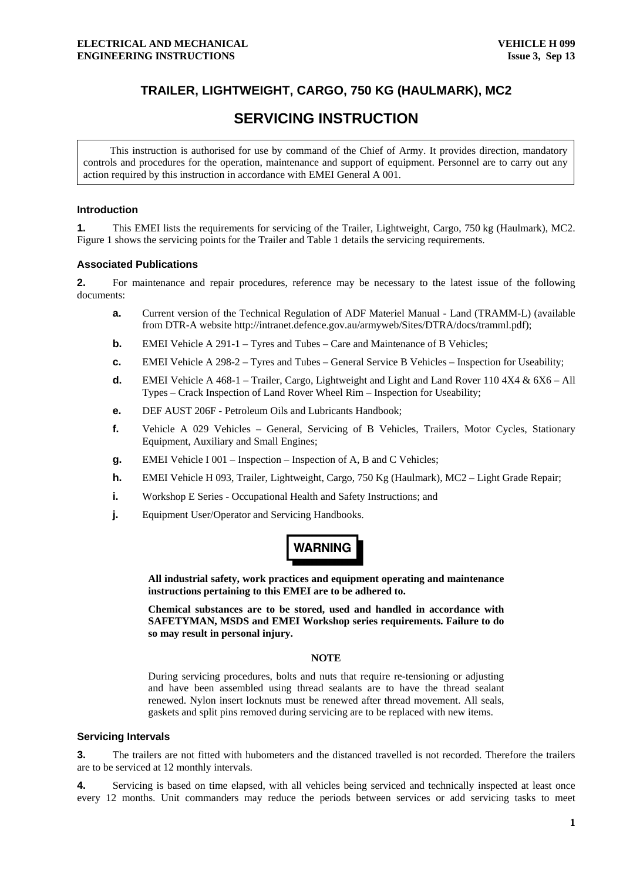# TRAILER, LIGHTWEIGHT, CARGO, 750 KG (HAULMARK), MC2

# SERVICING INSTRUCTION

This instruction is authorised for use by command of the Chief of Army. It provides direction, mandatory controls and procedures for the operation, maintenance and support of equipment. Personnel are to carry out any action required by this instruction in accordance with EMEI General A 001.

### Introduction

**1.** This EMEI lists the requirements for servicing of the Trailer, Lightweight, Cargo, 750 kg (Haulmark), MC2. Figure 1 shows the servicing points for the Trailer and Table 1 details the servicing requirements.

### Associated Publications

**2.** For maintenance and repair procedures, reference may be necessary to the latest issue of the following documents:

- **a.** Current version of the Technical Regulation of ADF Materiel Manual - Land (TRAMM-L) (available from DTR-A website http://intranet.defence.gov.au/armyweb/Sites/DTRA/docs/tramml.pdf);
- **b.** EMEI Vehicle A 291-1 – Tyres and Tubes – Care and Maintenance of B Vehicles;
- **c.** EMEI Vehicle A 298-2 – Tyres and Tubes – General Service B Vehicles – Inspection for Useability;
- **d.** EMEI Vehicle A 468-1 – Trailer, Cargo, Lightweight and Light and Land Rover 110 4X4 & 6X6 – All Types – Crack Inspection of Land Rover Wheel Rim – Inspection for Useability;
- **e.** DEF AUST 206F - Petroleum Oils and Lubricants Handbook;
- **f.** Vehicle A 029 Vehicles – General, Servicing of B Vehicles, Trailers, Motor Cycles, Stationary Equipment, Auxiliary and Small Engines;
- **g.** EMEI Vehicle I 001 – Inspection – Inspection of A, B and C Vehicles;
- **h.** EMEI Vehicle H 093, Trailer, Lightweight, Cargo, 750 Kg (Haulmark), MC2 – Light Grade Repair;
- **i.** Workshop E Series - Occupational Health and Safety Instructions; and
- **j.** Equipment User/Operator and Servicing Handbooks.

**WARNING**

**All industrial safety, work practices and equipment operating and maintenance instructions pertaining to this EMEI are to be adhered to.**

**Chemical substances are to be stored, used and handled in accordance with SAFETYMAN, MSDS and EMEI Workshop series requirements. Failure to do so may result in personal injury.**

**NOTE**

During servicing procedures, bolts and nuts that require re-tensioning or adjusting and have been assembled using thread sealants are to have the thread sealant renewed. Nylon insert locknuts must be renewed after thread movement. All seals, gaskets and split pins removed during servicing are to be replaced with new items.

### Servicing Intervals

**3.** The trailers are not fitted with hubometers and the distanced travelled is not recorded. Therefore the trailers are to be serviced at 12 monthly intervals.

**4.** Servicing is based on time elapsed, with all vehicles being serviced and technically inspected at least once every 12 months. Unit commanders may reduce the periods between services or add servicing tasks to meet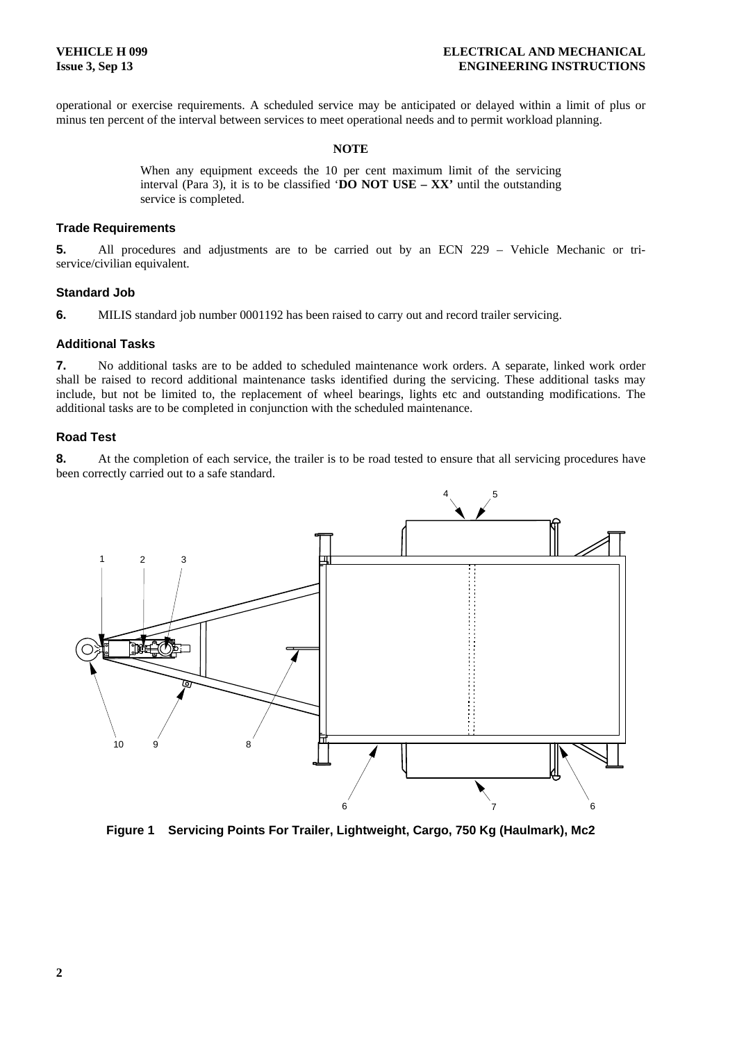operational or exercise requirements. A scheduled service may be anticipated or delayed within a limit of plus or minus ten percent of the interval between services to meet operational needs and to permit workload planning.

**NOTE**

> When any equipment exceeds the 10 per cent maximum limit of the servicing interval (Para 3), it is to be classified '**DO NOT USE – XX'** until the outstanding service is completed.

### Trade Requirements

**5.** All procedures and adjustments are to be carried out by an ECN 229 – Vehicle Mechanic or tri-service/civilian equivalent.

### Standard Job

**6.** MILIS standard job number 0001192 has been raised to carry out and record trailer servicing.

### Additional Tasks

**7.** No additional tasks are to be added to scheduled maintenance work orders. A separate, linked work order shall be raised to record additional maintenance tasks identified during the servicing. These additional tasks may include, but not be limited to, the replacement of wheel bearings, lights etc and outstanding modifications. The additional tasks are to be completed in conjunction with the scheduled maintenance.

### Road Test

**8.** At the completion of each service, the trailer is to be road tested to ensure that all servicing procedures have been correctly carried out to a safe standard.

**Figure 1 Servicing Points For Trailer, Lightweight, Cargo, 750 Kg (Haulmark), Mc2**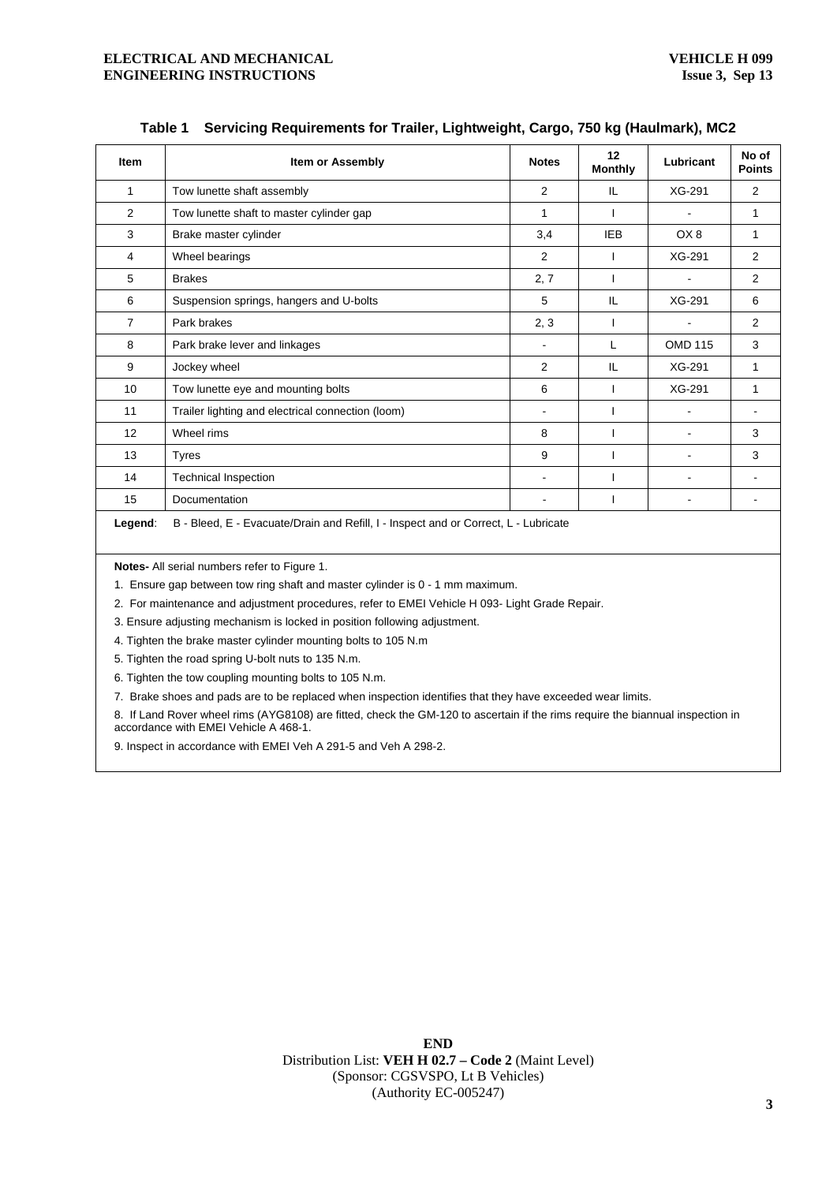**Table 1 Servicing Requirements for Trailer, Lightweight, Cargo, 750 kg (Haulmark), MC2**

| Item | Item or Assembly | Notes | 12 Monthly | Lubricant | No of Points |
|---|---|---|---|---|---|
| 1 | Tow lunette shaft assembly | 2 | IL | XG-291 | 2 |
| 2 | Tow lunette shaft to master cylinder gap | 1 | I | - | 1 |
| 3 | Brake master cylinder | 3,4 | IEB | OX 8 | 1 |
| 4 | Wheel bearings | 2 | I | XG-291 | 2 |
| 5 | Brakes | 2, 7 | I | - | 2 |
| 6 | Suspension springs, hangers and U-bolts | 5 | IL | XG-291 | 6 |
| 7 | Park brakes | 2, 3 | I | - | 2 |
| 8 | Park brake lever and linkages | - | L | OMD 115 | 3 |
| 9 | Jockey wheel | 2 | IL | XG-291 | 1 |
| 10 | Tow lunette eye and mounting bolts | 6 | I | XG-291 | 1 |
| 11 | Trailer lighting and electrical connection (loom) | - | I | - | - |
| 12 | Wheel rims | 8 | I | - | 3 |
| 13 | Tyres | 9 | I | - | 3 |
| 14 | Technical Inspection | - | I | - | - |
| 15 | Documentation | - | I | - | - |

**Legend**: B - Bleed, E - Evacuate/Drain and Refill, I - Inspect and or Correct, L - Lubricate

**Notes-** All serial numbers refer to Figure 1.

1. Ensure gap between tow ring shaft and master cylinder is 0 - 1 mm maximum.
2. For maintenance and adjustment procedures, refer to EMEI Vehicle H 093- Light Grade Repair.
3. Ensure adjusting mechanism is locked in position following adjustment.
4. Tighten the brake master cylinder mounting bolts to 105 N.m
5. Tighten the road spring U-bolt nuts to 135 N.m.
6. Tighten the tow coupling mounting bolts to 105 N.m.
7. Brake shoes and pads are to be replaced when inspection identifies that they have exceeded wear limits.
8. If Land Rover wheel rims (AYG8108) are fitted, check the GM-120 to ascertain if the rims require the biannual inspection in accordance with EMEI Vehicle A 468-1.
9. Inspect in accordance with EMEI Veh A 291-5 and Veh A 298-2.

**END**

Distribution List: **VEH H 02.7 – Code 2** (Maint Level)
(Sponsor: CGSVSPO, Lt B Vehicles)
(Authority EC-005247)